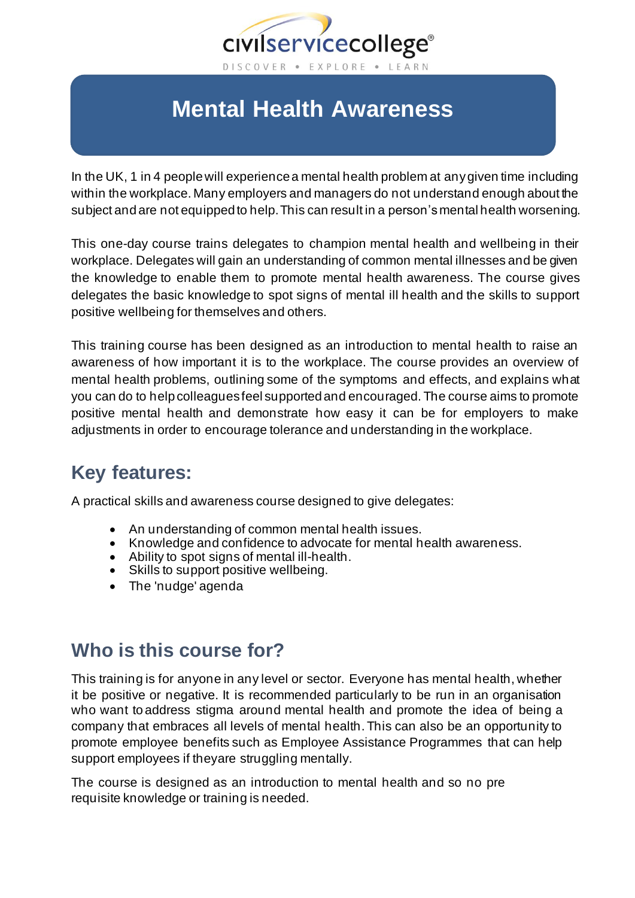# Mental Health Awareness

In the UK, 1 in 4 people will experience a mental health problem at any given time including within the workplace. Many employers and managers do not understand enough about the subject and are not equipped to help. This can result in a person's mental health worsening.

This one-day course trains delegates to champion mental health and wellbeing in their workplace. Delegates will gain an understanding of common mental illnesses and be given the knowledge to enable them to promote mental health awareness. The course gives delegates the basic knowledge to spot signs of mental ill health and the skills to support positive wellbeing for themselves and others.

This training course has been designed as an introduction to mental health to raise an awareness of how important it is to the workplace. The course provides an overview of mental health problems, outlining some of the symptoms and effects, and explains what you can do to help colleagues feel supported and encouraged. The course aims to promote positive mental health and demonstrate how easy it can be for employers to make adjustments in order to encourage tolerance and understanding in the workplace.

## Key features:

A practical skills and awareness course designed to give delegates:

- An understanding of common mental health issues.
- Knowledge and confidence to advocate for mental health awareness.
- Ability to spot signs of mental ill-health.
- Skills to support positive wellbeing.
- The 'nudge' agenda

## Who is this course for?

This training is for anyone in any level or sector. Everyone has mental health, whether it be positive or negative. It is recommended particularly to be run in an organisation who want to address stigma around mental health and promote the idea of being a company that embraces all levels of mental health. This can also be an opportunity to promote employee benefits such as Employee Assistance Programmes that can help support employees if they are struggling mentally.

The course is designed as an introduction to mental health and so no pre requisite knowledge or training is needed.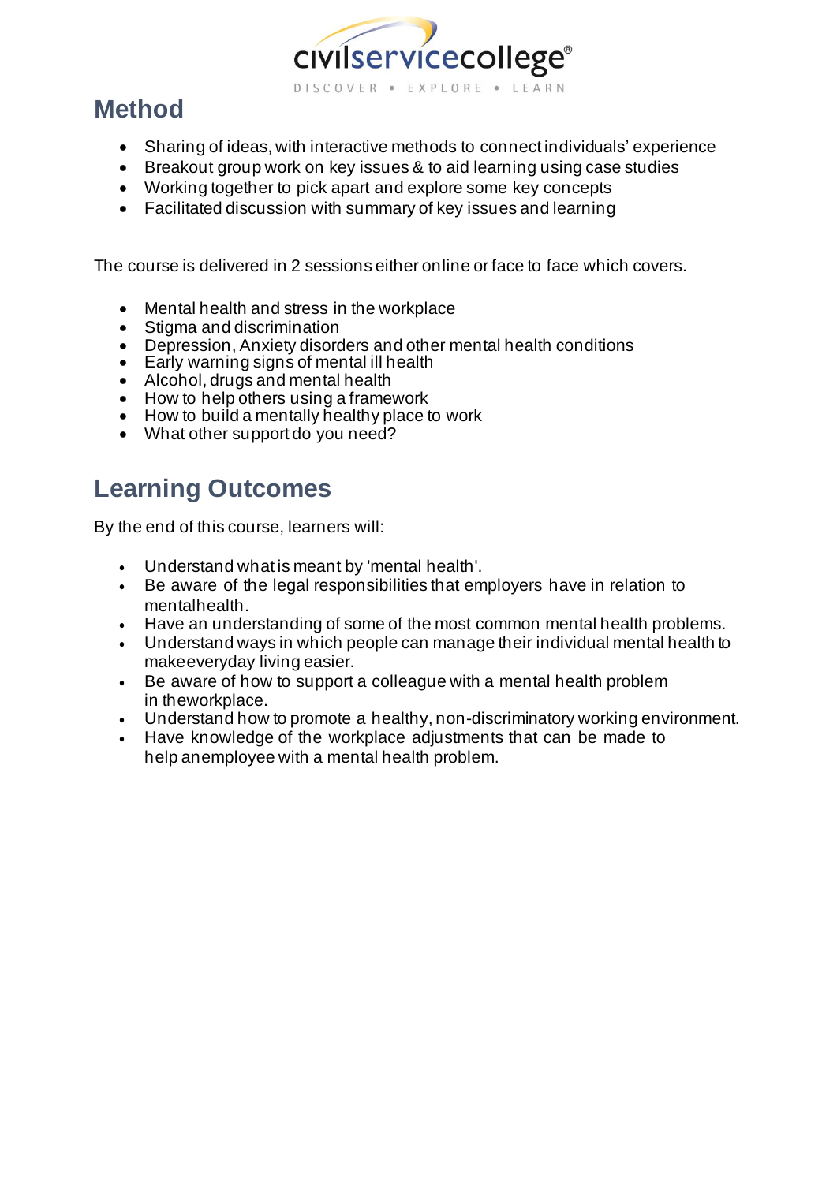## Method

- Sharing of ideas, with interactive methods to connect individuals' experience
- Breakout group work on key issues & to aid learning using case studies
- Working together to pick apart and explore some key concepts
- Facilitated discussion with summary of key issues and learning

The course is delivered in 2 sessions either online or face to face which covers.

- Mental health and stress in the workplace
- Stigma and discrimination
- Depression, Anxiety disorders and other mental health conditions
- Early warning signs of mental ill health
- Alcohol, drugs and mental health
- How to help others using a framework
- How to build a mentally healthy place to work
- What other support do you need?

## Learning Outcomes

By the end of this course, learners will:

- Understand what is meant by 'mental health'.
- Be aware of the legal responsibilities that employers have in relation to mentalhealth.
- Have an understanding of some of the most common mental health problems.
- Understand ways in which people can manage their individual mental health to makeeveryday living easier.
- Be aware of how to support a colleague with a mental health problem in theworkplace.
- Understand how to promote a healthy, non-discriminatory working environment.
- Have knowledge of the workplace adjustments that can be made to help anemployee with a mental health problem.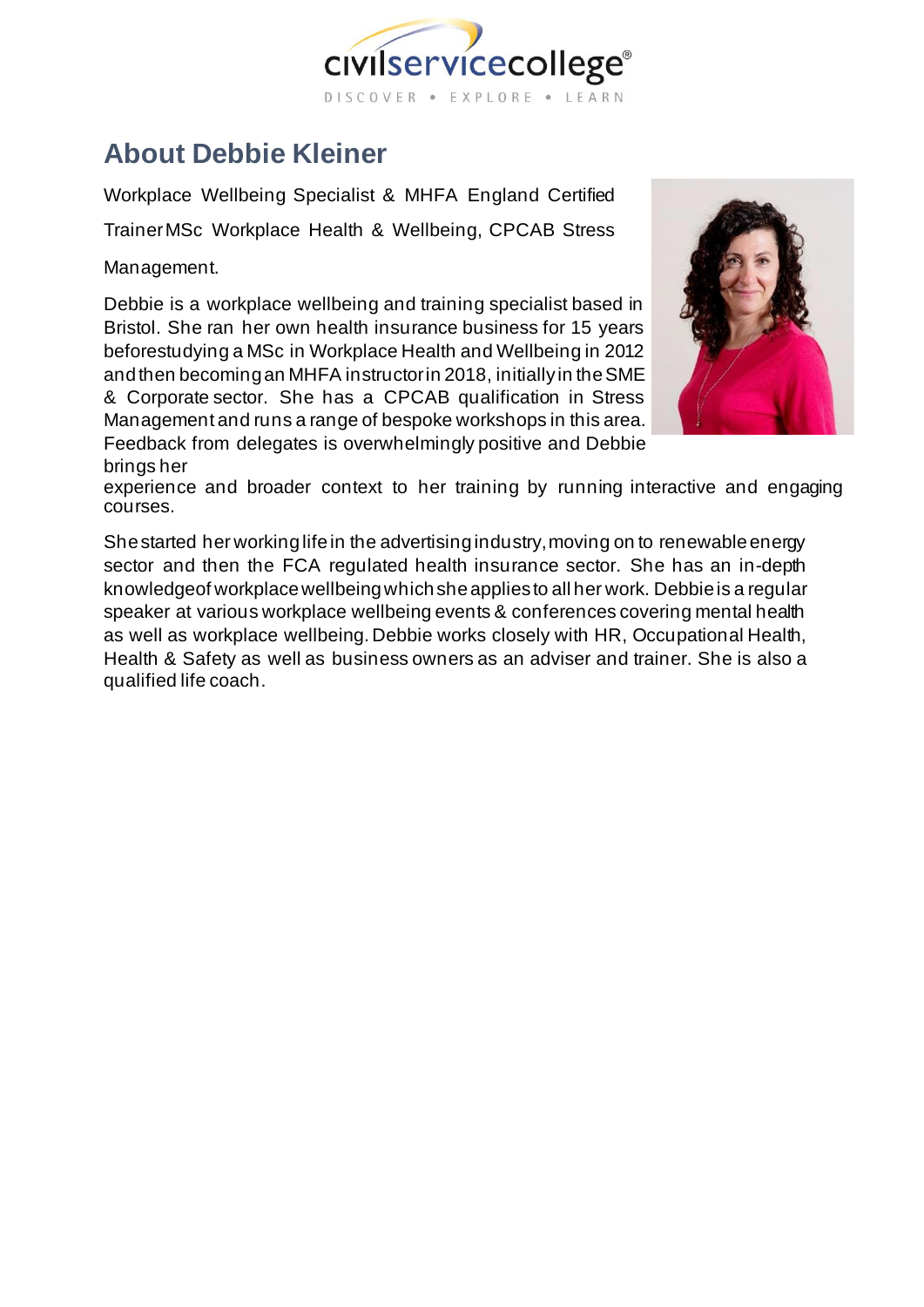## About Debbie Kleiner

Workplace Wellbeing Specialist & MHFA England Certified Trainer MSc Workplace Health & Wellbeing, CPCAB Stress Management.

Debbie is a workplace wellbeing and training specialist based in Bristol. She ran her own health insurance business for 15 years before studying a MSc in Workplace Health and Wellbeing in 2012 and then becoming an MHFA instructor in 2018, initially in the SME & Corporate sector. She has a CPCAB qualification in Stress Management and runs a range of bespoke workshops in this area. Feedback from delegates is overwhelmingly positive and Debbie brings her experience and broader context to her training by running interactive and engaging courses.

She started her working life in the advertising industry, moving on to renewable energy sector and then the FCA regulated health insurance sector. She has an in-depth knowledge of workplace wellbeing which she applies to all her work. Debbie is a regular speaker at various workplace wellbeing events & conferences covering mental health as well as workplace wellbeing. Debbie works closely with HR, Occupational Health, Health & Safety as well as business owners as an adviser and trainer. She is also a qualified life coach.